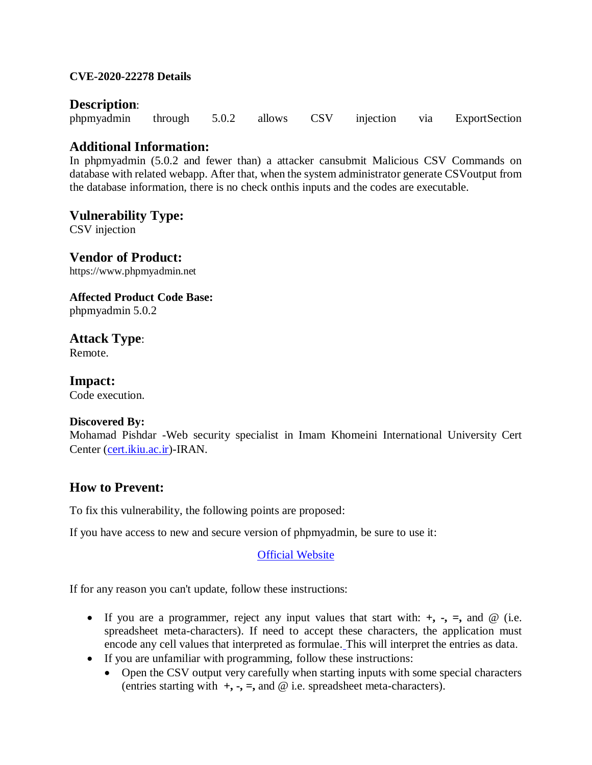**CVE-2020-22278 Details**

## Description:

phpmyadmin through 5.0.2 allows CSV injection via ExportSection

## Additional Information:

In phpmyadmin (5.0.2 and fewer than) a attacker cansubmit Malicious CSV Commands on database with related webapp. After that, when the system administrator generate CSVoutput from the database information, there is no check onthis inputs and the codes are executable.

## Vulnerability Type:

CSV injection

## Vendor of Product:

https://www.phpmyadmin.net

**Affected Product Code Base:**

phpmyadmin 5.0.2

## Attack Type:

Remote.

## Impact:

Code execution.

**Discovered By:**

Mohamad Pishdar -Web security specialist in Imam Khomeini International University Cert Center (cert.ikiu.ac.ir)-IRAN.

## How to Prevent:

To fix this vulnerability, the following points are proposed:

If you have access to new and secure version of phpmyadmin, be sure to use it:

Official Website

If for any reason you can't update, follow these instructions:

- If you are a programmer, reject any input values that start with: **+, -, =,** and @ (i.e. spreadsheet meta-characters). If need to accept these characters, the application must encode any cell values that interpreted as formulae. This will interpret the entries as data.
- If you are unfamiliar with programming, follow these instructions:
  - Open the CSV output very carefully when starting inputs with some special characters (entries starting with **+, -, =,** and @ i.e. spreadsheet meta-characters).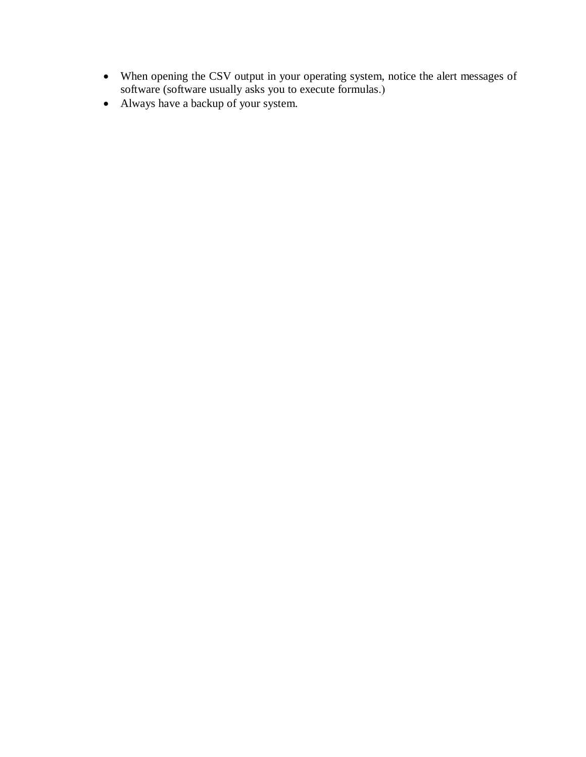- When opening the CSV output in your operating system, notice the alert messages of software (software usually asks you to execute formulas.)
- Always have a backup of your system.